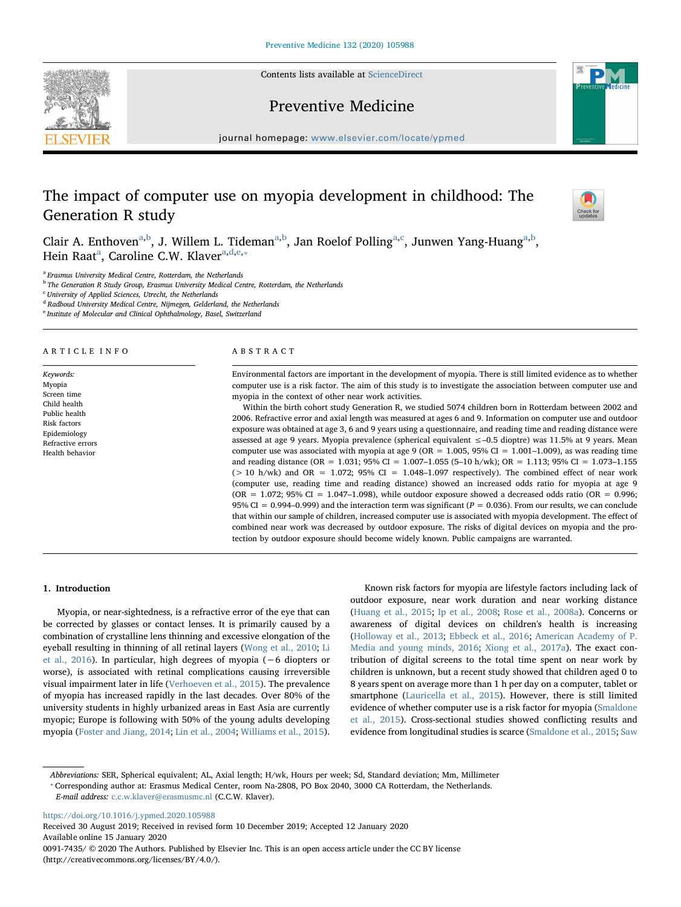# The impact of computer use on myopia development in childhood: The Generation R study

Clair A. Enthoven[a,b], J. Willem L. Tideman[a,b], Jan Roelof Polling[a,c], Junwen Yang-Huang[a,b], Hein Raat[a], Caroline C.W. Klaver[a,d,e,*]

[a] Erasmus University Medical Centre, Rotterdam, the Netherlands
[b] The Generation R Study Group, Erasmus University Medical Centre, Rotterdam, the Netherlands
[c] University of Applied Sciences, Utrecht, the Netherlands
[d] Radboud University Medical Centre, Nijmegen, Gelderland, the Netherlands
[e] Institute of Molecular and Clinical Ophthalmology, Basel, Switzerland

## ARTICLE INFO

*Keywords:*
Myopia
Screen time
Child health
Public health
Risk factors
Epidemiology
Refractive errors
Health behavior

## ABSTRACT

Environmental factors are important in the development of myopia. There is still limited evidence as to whether computer use is a risk factor. The aim of this study is to investigate the association between computer use and myopia in the context of other near work activities.

Within the birth cohort study Generation R, we studied 5074 children born in Rotterdam between 2002 and 2006. Refractive error and axial length was measured at ages 6 and 9. Information on computer use and outdoor exposure was obtained at age 3, 6 and 9 years using a questionnaire, and reading time and reading distance were assessed at age 9 years. Myopia prevalence (spherical equivalent ≤−0.5 dioptre) was 11.5% at 9 years. Mean computer use was associated with myopia at age 9 (OR = 1.005, 95% CI = 1.001–1.009), as was reading time and reading distance (OR = 1.031; 95% CI = 1.007–1.055 (5–10 h/wk); OR = 1.113; 95% CI = 1.073–1.155 (> 10 h/wk) and OR = 1.072; 95% CI = 1.048–1.097 respectively). The combined effect of near work (computer use, reading time and reading distance) showed an increased odds ratio for myopia at age 9 (OR = 1.072; 95% CI = 1.047–1.098), while outdoor exposure showed a decreased odds ratio (OR = 0.996; 95% CI = 0.994–0.999) and the interaction term was significant ($P = 0.036$). From our results, we can conclude that within our sample of children, increased computer use is associated with myopia development. The effect of combined near work was decreased by outdoor exposure. The risks of digital devices on myopia and the protection by outdoor exposure should become widely known. Public campaigns are warranted.

## 1. Introduction

Myopia, or near-sightedness, is a refractive error of the eye that can be corrected by glasses or contact lenses. It is primarily caused by a combination of crystalline lens thinning and excessive elongation of the eyeball resulting in thinning of all retinal layers (Wong et al., 2010; Li et al., 2016). In particular, high degrees of myopia (−6 diopters or worse), is associated with retinal complications causing irreversible visual impairment later in life (Verhoeven et al., 2015). The prevalence of myopia has increased rapidly in the last decades. Over 80% of the university students in highly urbanized areas in East Asia are currently myopic; Europe is following with 50% of the young adults developing myopia (Foster and Jiang, 2014; Lin et al., 2004; Williams et al., 2015).

Known risk factors for myopia are lifestyle factors including lack of outdoor exposure, near work duration and near working distance (Huang et al., 2015; Ip et al., 2008; Rose et al., 2008a). Concerns or awareness of digital devices on children's health is increasing (Holloway et al., 2013; Ebbeck et al., 2016; American Academy of P. Media and young minds, 2016; Xiong et al., 2017a). The exact contribution of digital screens to the total time spent on near work by children is unknown, but a recent study showed that children aged 0 to 8 years spent on average more than 1 h per day on a computer, tablet or smartphone (Lauricella et al., 2015). However, there is still limited evidence of whether computer use is a risk factor for myopia (Smaldone et al., 2015). Cross-sectional studies showed conflicting results and evidence from longitudinal studies is scarce (Smaldone et al., 2015; Saw

*Abbreviations:* SER, Spherical equivalent; AL, Axial length; H/wk, Hours per week; Sd, Standard deviation; Mm, Millimeter

\* Corresponding author at: Erasmus Medical Center, room Na-2808, PO Box 2040, 3000 CA Rotterdam, the Netherlands.
*E-mail address:* c.c.w.klaver@erasmusmc.nl (C.C.W. Klaver).

https://doi.org/10.1016/j.ypmed.2020.105988
Received 30 August 2019; Received in revised form 10 December 2019; Accepted 12 January 2020
Available online 15 January 2020
0091-7435/ © 2020 The Authors. Published by Elsevier Inc. This is an open access article under the CC BY license (http://creativecommons.org/licenses/BY/4.0/).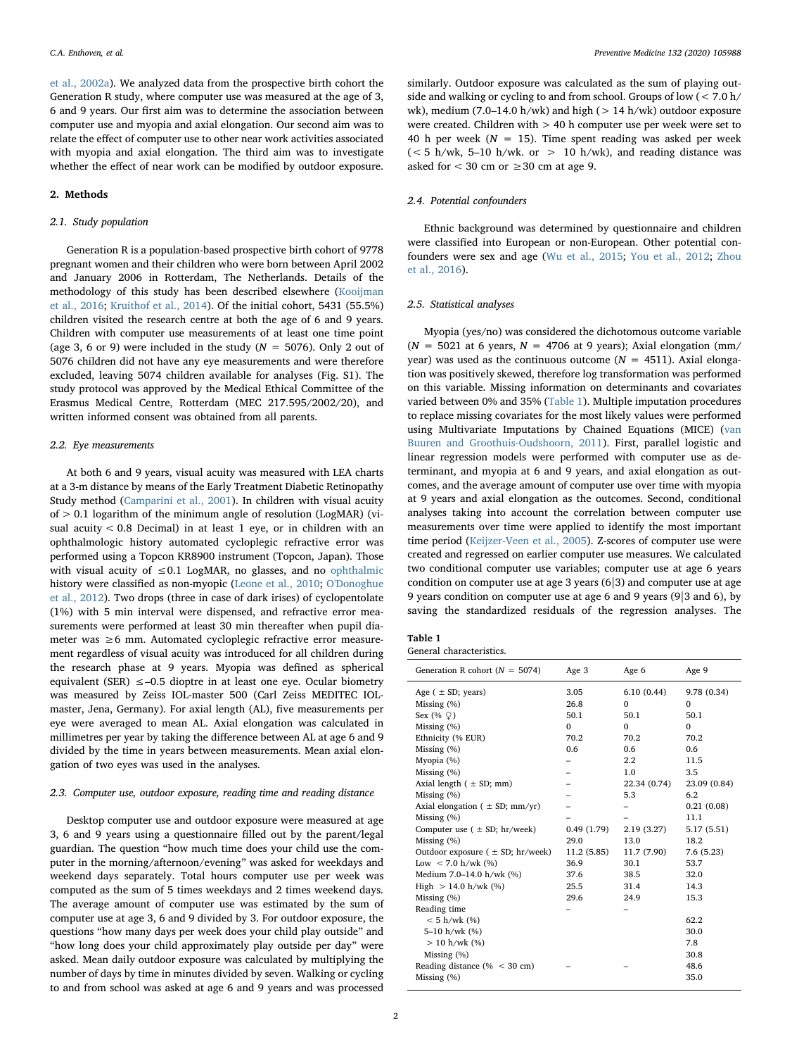et al., 2002a). We analyzed data from the prospective birth cohort the Generation R study, where computer use was measured at the age of 3, 6 and 9 years. Our first aim was to determine the association between computer use and myopia and axial elongation. Our second aim was to relate the effect of computer use to other near work activities associated with myopia and axial elongation. The third aim was to investigate whether the effect of near work can be modified by outdoor exposure.

## 2. Methods

### 2.1. Study population

Generation R is a population-based prospective birth cohort of 9778 pregnant women and their children who were born between April 2002 and January 2006 in Rotterdam, The Netherlands. Details of the methodology of this study has been described elsewhere (Kooijman et al., 2016; Kruithof et al., 2014). Of the initial cohort, 5431 (55.5%) children visited the research centre at both the age of 6 and 9 years. Children with computer use measurements of at least one time point (age 3, 6 or 9) were included in the study (N = 5076). Only 2 out of 5076 children did not have any eye measurements and were therefore excluded, leaving 5074 children available for analyses (Fig. S1). The study protocol was approved by the Medical Ethical Committee of the Erasmus Medical Centre, Rotterdam (MEC 217.595/2002/20), and written informed consent was obtained from all parents.

### 2.2. Eye measurements

At both 6 and 9 years, visual acuity was measured with LEA charts at a 3-m distance by means of the Early Treatment Diabetic Retinopathy Study method (Camparini et al., 2001). In children with visual acuity of > 0.1 logarithm of the minimum angle of resolution (LogMAR) (visual acuity < 0.8 Decimal) in at least 1 eye, or in children with an ophthalmologic history automated cycloplegic refractive error was performed using a Topcon KR8900 instrument (Topcon, Japan). Those with visual acuity of ≤0.1 LogMAR, no glasses, and no ophthalmic history were classified as non-myopic (Leone et al., 2010; O'Donoghue et al., 2012). Two drops (three in case of dark irises) of cyclopentolate (1%) with 5 min interval were dispensed, and refractive error measurements were performed at least 30 min thereafter when pupil diameter was ≥6 mm. Automated cycloplegic refractive error measurement regardless of visual acuity was introduced for all children during the research phase at 9 years. Myopia was defined as spherical equivalent (SER) ≤–0.5 dioptre in at least one eye. Ocular biometry was measured by Zeiss IOL-master 500 (Carl Zeiss MEDITEC IOL-master, Jena, Germany). For axial length (AL), five measurements per eye were averaged to mean AL. Axial elongation was calculated in millimetres per year by taking the difference between AL at age 6 and 9 divided by the time in years between measurements. Mean axial elongation of two eyes was used in the analyses.

### 2.3. Computer use, outdoor exposure, reading time and reading distance

Desktop computer use and outdoor exposure were measured at age 3, 6 and 9 years using a questionnaire filled out by the parent/legal guardian. The question "how much time does your child use the computer in the morning/afternoon/evening" was asked for weekdays and weekend days separately. Total hours computer use per week was computed as the sum of 5 times weekdays and 2 times weekend days. The average amount of computer use was estimated by the sum of computer use at age 3, 6 and 9 divided by 3. For outdoor exposure, the questions "how many days per week does your child play outside" and "how long does your child approximately play outside per day" were asked. Mean daily outdoor exposure was calculated by multiplying the number of days by time in minutes divided by seven. Walking or cycling to and from school was asked at age 6 and 9 years and was processed similarly. Outdoor exposure was calculated as the sum of playing outside and walking or cycling to and from school. Groups of low (< 7.0 h/wk), medium (7.0–14.0 h/wk) and high (> 14 h/wk) outdoor exposure were created. Children with > 40 h computer use per week were set to 40 h per week (N = 15). Time spent reading was asked per week (< 5 h/wk, 5–10 h/wk. or > 10 h/wk), and reading distance was asked for < 30 cm or ≥30 cm at age 9.

### 2.4. Potential confounders

Ethnic background was determined by questionnaire and children were classified into European or non-European. Other potential confounders were sex and age (Wu et al., 2015; You et al., 2012; Zhou et al., 2016).

### 2.5. Statistical analyses

Myopia (yes/no) was considered the dichotomous outcome variable (N = 5021 at 6 years, N = 4706 at 9 years); Axial elongation (mm/year) was used as the continuous outcome (N = 4511). Axial elongation was positively skewed, therefore log transformation was performed on this variable. Missing information on determinants and covariates varied between 0% and 35% (Table 1). Multiple imputation procedures to replace missing covariates for the most likely values were performed using Multivariate Imputations by Chained Equations (MICE) (van Buuren and Groothuis-Oudshoorn, 2011). First, parallel logistic and linear regression models were performed with computer use as determinant, and myopia at 6 and 9 years, and axial elongation as outcomes, and the average amount of computer use over time with myopia at 9 years and axial elongation as the outcomes. Second, conditional analyses taking into account the correlation between computer use measurements over time were applied to identify the most important time period (Keijzer-Veen et al., 2005). Z-scores of computer use were created and regressed on earlier computer use measures. We calculated two conditional computer use variables; computer use at age 6 years condition on computer use at age 3 years (6|3) and computer use at age 9 years condition on computer use at age 6 and 9 years (9|3 and 6), by saving the standardized residuals of the regression analyses. The

**Table 1**
General characteristics.

| Generation R cohort (N = 5074) | Age 3 | Age 6 | Age 9 |
|---|---|---|---|
| Age ( ± SD; years) | 3.05 | 6.10 (0.44) | 9.78 (0.34) |
| Missing (%) | 26.8 | 0 | 0 |
| Sex (% ♀) | 50.1 | 50.1 | 50.1 |
| Missing (%) | 0 | 0 | 0 |
| Ethnicity (% EUR) | 70.2 | 70.2 | 70.2 |
| Missing (%) | 0.6 | 0.6 | 0.6 |
| Myopia (%) | – | 2.2 | 11.5 |
| Missing (%) | – | 1.0 | 3.5 |
| Axial length ( ± SD; mm) | – | 22.34 (0.74) | 23.09 (0.84) |
| Missing (%) | – | 5.3 | 6.2 |
| Axial elongation ( ± SD; mm/yr) | – | – | 0.21 (0.08) |
| Missing (%) | – | – | 11.1 |
| Computer use ( ± SD; hr/week) | 0.49 (1.79) | 2.19 (3.27) | 5.17 (5.51) |
| Missing (%) | 29.0 | 13.0 | 18.2 |
| Outdoor exposure ( ± SD; hr/week) | 11.2 (5.85) | 11.7 (7.90) | 7.6 (5.23) |
| Low < 7.0 h/wk (%) | 36.9 | 30.1 | 53.7 |
| Medium 7.0–14.0 h/wk (%) | 37.6 | 38.5 | 32.0 |
| High > 14.0 h/wk (%) | 25.5 | 31.4 | 14.3 |
| Missing (%) | 29.6 | 24.9 | 15.3 |
| Reading time | – | – | |
| < 5 h/wk (%) | | | 62.2 |
| 5–10 h/wk (%) | | | 30.0 |
| > 10 h/wk (%) | | | 7.8 |
| Missing (%) | | | 30.8 |
| Reading distance (% < 30 cm) | – | – | 48.6 |
| Missing (%) | | | 35.0 |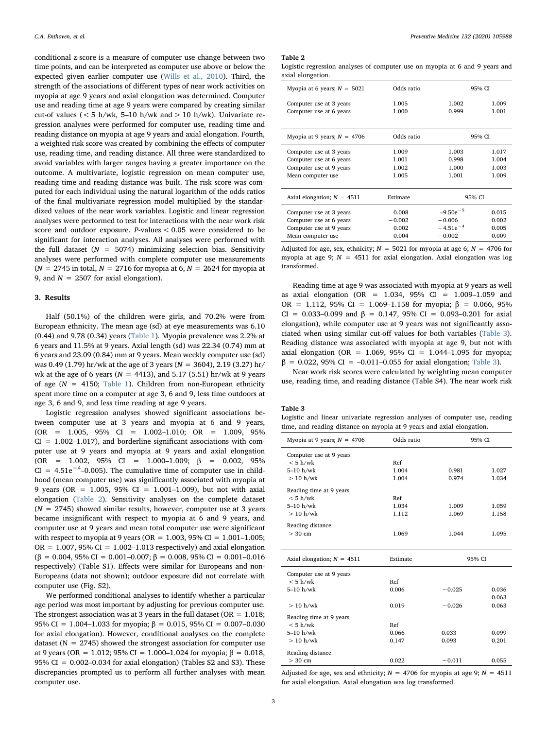conditional z-score is a measure of computer use change between two time points, and can be interpreted as computer use above or below the expected given earlier computer use (Wills et al., 2010). Third, the strength of the associations of different types of near work activities on myopia at age 9 years and axial elongation was determined. Computer use and reading time at age 9 years were compared by creating similar cut-of values (< 5 h/wk, 5–10 h/wk and > 10 h/wk). Univariate regression analyses were performed for computer use, reading time and reading distance on myopia at age 9 years and axial elongation. Fourth, a weighted risk score was created by combining the effects of computer use, reading time, and reading distance. All three were standardized to avoid variables with larger ranges having a greater importance on the outcome. A multivariate, logistic regression on mean computer use, reading time and reading distance was built. The risk score was computed for each individual using the natural logarithm of the odds ratios of the final multivariate regression model multiplied by the standardized values of the near work variables. Logistic and linear regression analyses were performed to test for interactions with the near work risk score and outdoor exposure. *P*-values < 0.05 were considered to be significant for interaction analyses. All analyses were performed with the full dataset ($N = 5074$) minimizing selection bias. Sensitivity analyses were performed with complete computer use measurements ($N = 2745$ in total, $N = 2716$ for myopia at 6, $N = 2624$ for myopia at 9, and $N = 2507$ for axial elongation).

## 3. Results

Half (50.1%) of the children were girls, and 70.2% were from European ethnicity. The mean age (sd) at eye measurements was 6.10 (0.44) and 9.78 (0.34) years (Table 1). Myopia prevalence was 2.2% at 6 years and 11.5% at 9 years. Axial length (sd) was 22.34 (0.74) mm at 6 years and 23.09 (0.84) mm at 9 years. Mean weekly computer use (sd) was 0.49 (1.79) hr/wk at the age of 3 years ($N = 3604$), 2.19 (3.27) hr/wk at the age of 6 years ($N = 4413$), and 5.17 (5.51) hr/wk at 9 years of age ($N = 4150$; Table 1). Children from non-European ethnicity spent more time on a computer at age 3, 6 and 9, less time outdoors at age 3, 6 and 9, and less time reading at age 9 years.

Logistic regression analyses showed significant associations between computer use at 3 years and myopia at 6 and 9 years, (OR = 1.005, 95% CI = 1.002–1.010; OR = 1.009, 95% CI = 1.002–1.017), and borderline significant associations with computer use at 9 years and myopia at 9 years and axial elongation (OR = 1.002, 95% CI = 1.000–1.009; β = 0.002, 95% CI = $4.51e^{-4}$–0.005). The cumulative time of computer use in childhood (mean computer use) was significantly associated with myopia at 9 years (OR = 1.005, 95% CI = 1.001–1.009), but not with axial elongation (Table 2). Sensitivity analyses on the complete dataset ($N = 2745$) showed similar results, however, computer use at 3 years became insignificant with respect to myopia at 6 and 9 years, and computer use at 9 years and mean total computer use were significant with respect to myopia at 9 years (OR = 1.003, 95% CI = 1.001–1.005; OR = 1.007, 95% CI = 1.002–1.013 respectively) and axial elongation (β = 0.004, 95% CI = 0.001–0.007; β = 0.008, 95% CI = 0.001–0.016 respectively) (Table S1). Effects were similar for Europeans and non-Europeans (data not shown); outdoor exposure did not correlate with computer use (Fig. S2).

We performed conditional analyses to identify whether a particular age period was most important by adjusting for previous computer use. The strongest association was at 3 years in the full dataset (OR = 1.018; 95% CI = 1.004–1.033 for myopia; β = 0.015, 95% CI = 0.007–0.030 for axial elongation). However, conditional analyses on the complete dataset (N = 2745) showed the strongest association for computer use at 9 years (OR = 1.012; 95% CI = 1.000–1.024 for myopia; β = 0.018, 95% CI = 0.002–0.034 for axial elongation) (Tables S2 and S3). These discrepancies prompted us to perform all further analyses with mean computer use.

**Table 2**
Logistic regression analyses of computer use on myopia at 6 years and 9 years and axial elongation.

| Myopia at 6 years; $N = 5021$ | Odds ratio | 95% CI | |
|---|---|---|---|
| Computer use at 3 years | 1.005 | 1.002 | 1.009 |
| Computer use at 6 years | 1.000 | 0.999 | 1.001 |
| **Myopia at 9 years; $N = 4706$** | **Odds ratio** | **95% CI** | |
| Computer use at 3 years | 1.009 | 1.003 | 1.017 |
| Computer use at 6 years | 1.001 | 0.998 | 1.004 |
| Computer use at 9 years | 1.002 | 1.000 | 1.003 |
| Mean computer use | 1.005 | 1.001 | 1.009 |
| **Axial elongation; $N = 4511$** | **Estimate** | **95% CI** | |
| Computer use at 3 years | 0.008 | $-9.50e^{-5}$ | 0.015 |
| Computer use at 6 years | −0.002 | −0.006 | 0.002 |
| Computer use at 9 years | 0.002 | $-4.51e^{-4}$ | 0.005 |
| Mean computer use | 0.004 | −0.002 | 0.009 |

Adjusted for age, sex, ethnicity; $N = 5021$ for myopia at age 6; $N = 4706$ for myopia at age 9; $N = 4511$ for axial elongation. Axial elongation was log transformed.

Reading time at age 9 was associated with myopia at 9 years as well as axial elongation (OR = 1.034, 95% CI = 1.009–1.059 and OR = 1.112, 95% CI = 1.069–1.158 for myopia; β = 0.066, 95% CI = 0.033–0.099 and β = 0.147, 95% CI = 0.093–0.201 for axial elongation), while computer use at 9 years was not significantly associated when using similar cut-off values for both variables (Table 3). Reading distance was associated with myopia at age 9, but not with axial elongation (OR = 1.069, 95% CI = 1.044–1.095 for myopia; β = 0.022, 95% CI = –0.011–0.055 for axial elongation; Table 3).

Near work risk scores were calculated by weighting mean computer use, reading time, and reading distance (Table S4). The near work risk

**Table 3**
Logistic and linear univariate regression analyses of computer use, reading time, and reading distance on myopia at 9 years and axial elongation.

| Myopia at 9 years; $N = 4706$ | Odds ratio | 95% CI | |
|---|---|---|---|
| Computer use at 9 years | | | |
| < 5 h/wk | Ref | | |
| 5–10 h/wk | 1.004 | 0.981 | 1.027 |
| > 10 h/wk | 1.004 | 0.974 | 1.034 |
| Reading time at 9 years | | | |
| < 5 h/wk | Ref | | |
| 5–10 h/wk | 1.034 | 1.009 | 1.059 |
| > 10 h/wk | 1.112 | 1.069 | 1.158 |
| Reading distance | | | |
| > 30 cm | 1.069 | 1.044 | 1.095 |
| **Axial elongation; $N = 4511$** | **Estimate** | **95% CI** | |
| Computer use at 9 years | | | |
| < 5 h/wk | Ref | | |
| 5–10 h/wk | 0.006 | −0.025 | 0.036<br>0.063 |
| > 10 h/wk | 0.019 | −0.026 | 0.063 |
| Reading time at 9 years | | | |
| < 5 h/wk | Ref | | |
| 5–10 h/wk | 0.066 | 0.033 | 0.099 |
| > 10 h/wk | 0.147 | 0.093 | 0.201 |
| Reading distance | | | |
| > 30 cm | 0.022 | −0.011 | 0.055 |

Adjusted for age, sex and ethnicity; $N = 4706$ for myopia at age 9; $N = 4511$ for axial elongation. Axial elongation was log transformed.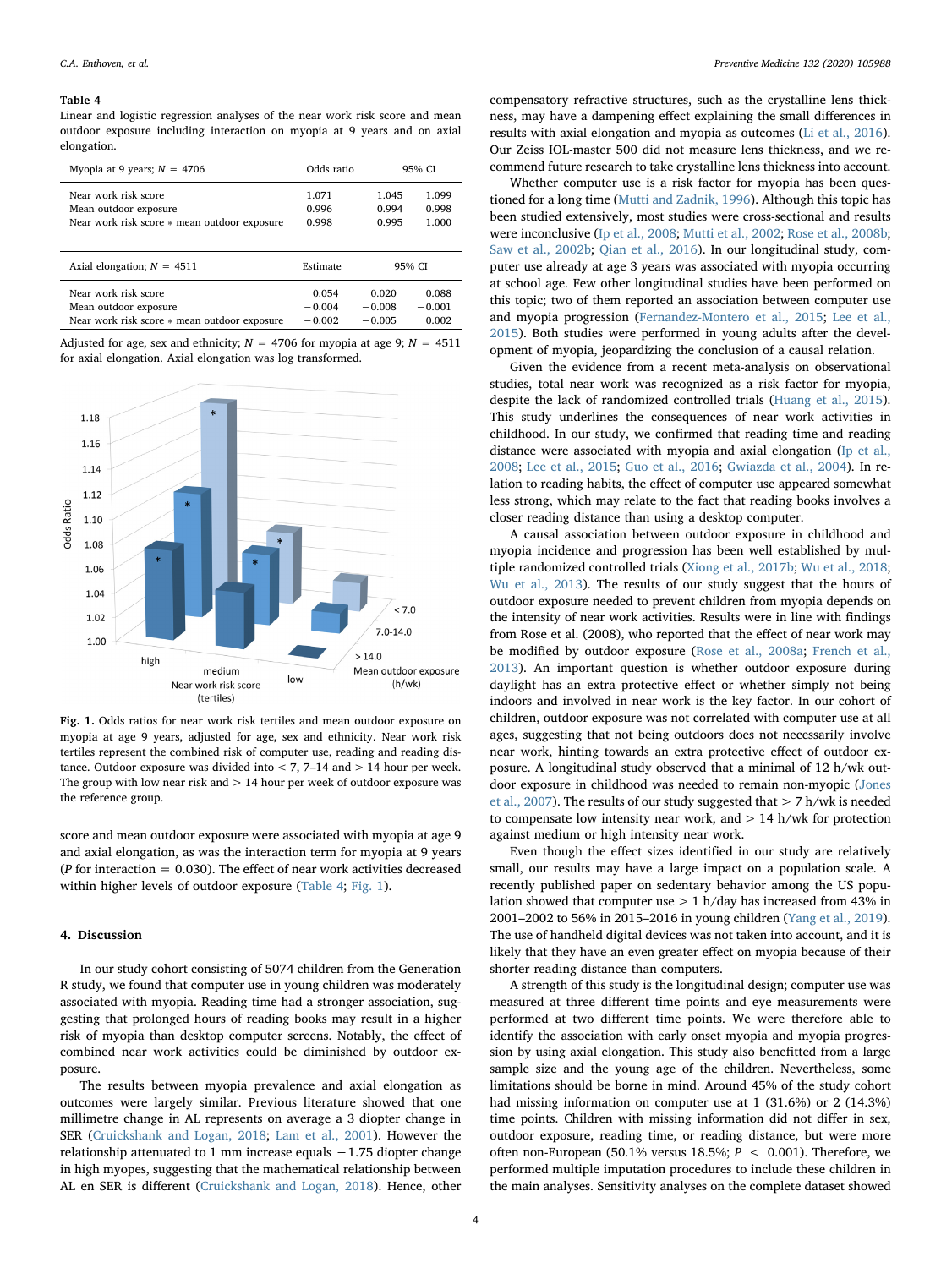**Table 4**
Linear and logistic regression analyses of the near work risk score and mean outdoor exposure including interaction on myopia at 9 years and on axial elongation.

| Myopia at 9 years; $N = 4706$ | Odds ratio | 95% CI | |
|---|---|---|---|
| Near work risk score | 1.071 | 1.045 | 1.099 |
| Mean outdoor exposure | 0.996 | 0.994 | 0.998 |
| Near work risk score * mean outdoor exposure | 0.998 | 0.995 | 1.000 |

| Axial elongation; $N = 4511$ | Estimate | 95% CI | |
|---|---|---|---|
| Near work risk score | 0.054 | 0.020 | 0.088 |
| Mean outdoor exposure | −0.004 | −0.008 | −0.001 |
| Near work risk score * mean outdoor exposure | −0.002 | −0.005 | 0.002 |

Adjusted for age, sex and ethnicity; $N = 4706$ for myopia at age 9; $N = 4511$ for axial elongation. Axial elongation was log transformed.

**Fig. 1.** Odds ratios for near work risk tertiles and mean outdoor exposure on myopia at age 9 years, adjusted for age, sex and ethnicity. Near work risk tertiles represent the combined risk of computer use, reading and reading distance. Outdoor exposure was divided into < 7, 7–14 and > 14 hour per week. The group with low near risk and > 14 hour per week of outdoor exposure was the reference group.

score and mean outdoor exposure were associated with myopia at age 9 and axial elongation, as was the interaction term for myopia at 9 years (*P* for interaction = 0.030). The effect of near work activities decreased within higher levels of outdoor exposure (Table 4; Fig. 1).

## 4. Discussion

In our study cohort consisting of 5074 children from the Generation R study, we found that computer use in young children was moderately associated with myopia. Reading time had a stronger association, suggesting that prolonged hours of reading books may result in a higher risk of myopia than desktop computer screens. Notably, the effect of combined near work activities could be diminished by outdoor exposure.

The results between myopia prevalence and axial elongation as outcomes were largely similar. Previous literature showed that one millimetre change in AL represents on average a 3 diopter change in SER (Cruickshank and Logan, 2018; Lam et al., 2001). However the relationship attenuated to 1 mm increase equals −1.75 diopter change in high myopes, suggesting that the mathematical relationship between AL en SER is different (Cruickshank and Logan, 2018). Hence, other compensatory refractive structures, such as the crystalline lens thickness, may have a dampening effect explaining the small differences in results with axial elongation and myopia as outcomes (Li et al., 2016). Our Zeiss IOL-master 500 did not measure lens thickness, and we recommend future research to take crystalline lens thickness into account.

Whether computer use is a risk factor for myopia has been questioned for a long time (Mutti and Zadnik, 1996). Although this topic has been studied extensively, most studies were cross-sectional and results were inconclusive (Ip et al., 2008; Mutti et al., 2002; Rose et al., 2008b; Saw et al., 2002b; Qian et al., 2016). In our longitudinal study, computer use already at age 3 years was associated with myopia occurring at school age. Few other longitudinal studies have been performed on this topic; two of them reported an association between computer use and myopia progression (Fernandez-Montero et al., 2015; Lee et al., 2015). Both studies were performed in young adults after the development of myopia, jeopardizing the conclusion of a causal relation.

Given the evidence from a recent meta-analysis on observational studies, total near work was recognized as a risk factor for myopia, despite the lack of randomized controlled trials (Huang et al., 2015). This study underlines the consequences of near work activities in childhood. In our study, we confirmed that reading time and reading distance were associated with myopia and axial elongation (Ip et al., 2008; Lee et al., 2015; Guo et al., 2016; Gwiazda et al., 2004). In relation to reading habits, the effect of computer use appeared somewhat less strong, which may relate to the fact that reading books involves a closer reading distance than using a desktop computer.

A causal association between outdoor exposure in childhood and myopia incidence and progression has been well established by multiple randomized controlled trials (Xiong et al., 2017b; Wu et al., 2018; Wu et al., 2013). The results of our study suggest that the hours of outdoor exposure needed to prevent children from myopia depends on the intensity of near work activities. Results were in line with findings from Rose et al. (2008), who reported that the effect of near work may be modified by outdoor exposure (Rose et al., 2008a; French et al., 2013). An important question is whether outdoor exposure during daylight has an extra protective effect or whether simply not being indoors and involved in near work is the key factor. In our cohort of children, outdoor exposure was not correlated with computer use at all ages, suggesting that not being outdoors does not necessarily involve near work, hinting towards an extra protective effect of outdoor exposure. A longitudinal study observed that a minimal of 12 h/wk outdoor exposure in childhood was needed to remain non-myopic (Jones et al., 2007). The results of our study suggested that > 7 h/wk is needed to compensate low intensity near work, and > 14 h/wk for protection against medium or high intensity near work.

Even though the effect sizes identified in our study are relatively small, our results may have a large impact on a population scale. A recently published paper on sedentary behavior among the US population showed that computer use > 1 h/day has increased from 43% in 2001–2002 to 56% in 2015–2016 in young children (Yang et al., 2019). The use of handheld digital devices was not taken into account, and it is likely that they have an even greater effect on myopia because of their shorter reading distance than computers.

A strength of this study is the longitudinal design; computer use was measured at three different time points and eye measurements were performed at two different time points. We therefore able to identify the association with early onset myopia and myopia progression by using axial elongation. This study also benefitted from a large sample size and the young age of the children. Nevertheless, some limitations should be borne in mind. Around 45% of the study cohort had missing information on computer use at 1 (31.6%) or 2 (14.3%) time points. Children with missing information did not differ in sex, outdoor exposure, reading time, or reading distance, but were more often non-European (50.1% versus 18.5%; $P < 0.001$). Therefore, we performed multiple imputation procedures to include these children in the main analyses. Sensitivity analyses on the complete dataset showed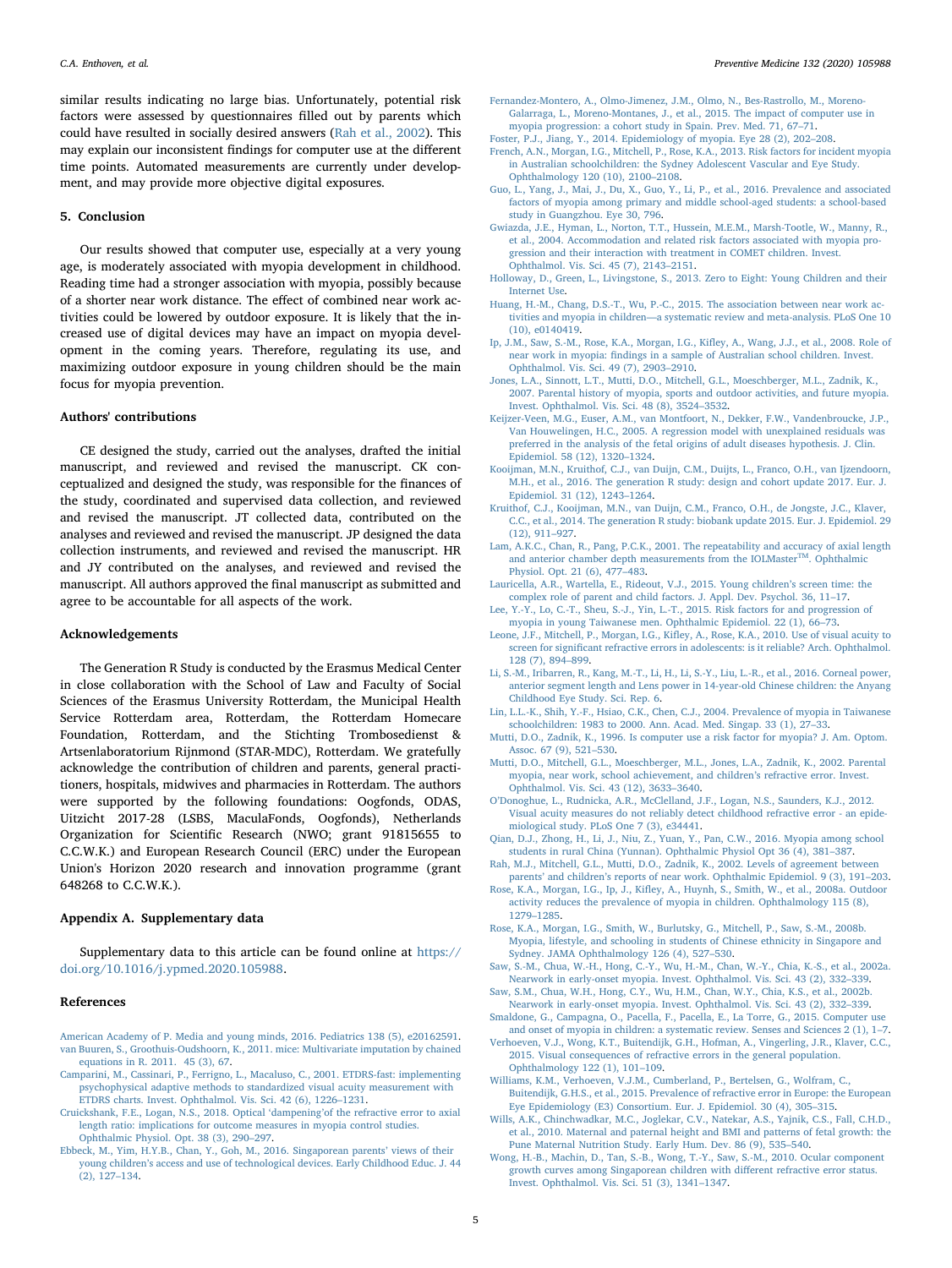similar results indicating no large bias. Unfortunately, potential risk factors were assessed by questionnaires filled out by parents which could have resulted in socially desired answers (Rah et al., 2002). This may explain our inconsistent findings for computer use at the different time points. Automated measurements are currently under development, and may provide more objective digital exposures.

## 5. Conclusion

Our results showed that computer use, especially at a very young age, is moderately associated with myopia development in childhood. Reading time had a stronger association with myopia, possibly because of a shorter near work distance. The effect of combined near work activities could be lowered by outdoor exposure. It is likely that the increased use of digital devices may have an impact on myopia development in the coming years. Therefore, regulating its use, and maximizing outdoor exposure in young children should be the main focus for myopia prevention.

## Authors' contributions

CE designed the study, carried out the analyses, drafted the initial manuscript, and reviewed and revised the manuscript. CK conceptualized and designed the study, was responsible for the finances of the study, coordinated and supervised data collection, and reviewed and revised the manuscript. JT collected data, contributed on the analyses and reviewed and revised the manuscript. JP designed the data collection instruments, and reviewed and revised the manuscript. HR and JY contributed on the analyses, and reviewed and revised the manuscript. All authors approved the final manuscript as submitted and agree to be accountable for all aspects of the work.

## Acknowledgements

The Generation R Study is conducted by the Erasmus Medical Center in close collaboration with the School of Law and Faculty of Social Sciences of the Erasmus University Rotterdam, the Municipal Health Service Rotterdam area, Rotterdam, the Rotterdam Homecare Foundation, Rotterdam, and the Stichting Trombosedienst & Artsenlaboratorium Rijnmond (STAR-MDC), Rotterdam. We gratefully acknowledge the contribution of children and parents, general practitioners, hospitals, midwives and pharmacies in Rotterdam. The authors were supported by the following foundations: Oogfonds, ODAS, Uitzicht 2017-28 (LSBS, MaculaFonds, Oogfonds), Netherlands Organization for Scientific Research (NWO; grant 91815655 to C.C.W.K.) and European Research Council (ERC) under the European Union's Horizon 2020 research and innovation programme (grant 648268 to C.C.W.K.).

## Appendix A. Supplementary data

Supplementary data to this article can be found online at https://doi.org/10.1016/j.ypmed.2020.105988.

## References

American Academy of P. Media and young minds, 2016. Pediatrics 138 (5), e20162591.
van Buuren, S., Groothuis-Oudshoorn, K., 2011. mice: Multivariate imputation by chained equations in R. 2011. 45 (3), 67.
Camparini, M., Cassinari, P., Ferrigno, L., Macaluso, C., 2001. ETDRS-fast: implementing psychophysical adaptive methods to standardized visual acuity measurement with ETDRS charts. Invest. Ophthalmol. Vis. Sci. 42 (6), 1226–1231.
Cruickshank, F.E., Logan, N.S., 2018. Optical 'dampening'of the refractive error to axial length ratio: implications for outcome measures in myopia control studies. Ophthalmic Physiol. Opt. 38 (3), 290–297.
Ebbeck, M., Yim, H.Y.B., Chan, Y., Goh, M., 2016. Singaporean parents' views of their young children's access and use of technological devices. Early Childhood Educ. J. 44 (2), 127–134.
Fernandez-Montero, A., Olmo-Jimenez, J.M., Olmo, N., Bes-Rastrollo, M., Moreno-Galarraga, L., Moreno-Montanes, J., et al., 2015. The impact of computer use in myopia progression: a cohort study in Spain. Prev. Med. 71, 67–71.
Foster, P.J., Jiang, Y., 2014. Epidemiology of myopia. Eye 28 (2), 202–208.
French, A.N., Morgan, I.G., Mitchell, P., Rose, K.A., 2013. Risk factors for incident myopia in Australian schoolchildren: the Sydney Adolescent Vascular and Eye Study. Ophthalmology 120 (10), 2100–2108.
Guo, L., Yang, J., Mai, J., Du, X., Guo, Y., Li, P., et al., 2016. Prevalence and associated factors of myopia among primary and middle school-aged students: a school-based study in Guangzhou. Eye 30, 796.
Gwiazda, J.E., Hyman, L., Norton, T.T., Hussein, M.E.M., Marsh-Tootle, W., Manny, R., et al., 2004. Accommodation and related risk factors associated with myopia progression and their interaction with treatment in COMET children. Invest. Ophthalmol. Vis. Sci. 45 (7), 2143–2151.
Holloway, D., Green, L., Livingstone, S., 2013. Zero to Eight: Young Children and their Internet Use.
Huang, H.-M., Chang, D.S.-T., Wu, P.-C., 2015. The association between near work activities and myopia in children—a systematic review and meta-analysis. PLoS One 10 (10), e0140419.
Ip, J.M., Saw, S.-M., Rose, K.A., Morgan, I.G., Kifley, A., Wang, J.J., et al., 2008. Role of near work in myopia: findings in a sample of Australian school children. Invest. Ophthalmol. Vis. Sci. 49 (7), 2903–2910.
Jones, L.A., Sinnott, L.T., Mutti, D.O., Mitchell, G.L., Moeschberger, M.L., Zadnik, K., 2007. Parental history of myopia, sports and outdoor activities, and future myopia. Invest. Ophthalmol. Vis. Sci. 48 (8), 3524–3532.
Keijzer-Veen, M.G., Euser, A.M., van Montfoort, N., Dekker, F.W., Vandenbroucke, J.P., Van Houwelingen, H.C., 2005. A regression model with unexplained residuals was preferred in the analysis of the fetal origins of adult diseases hypothesis. J. Clin. Epidemiol. 58 (12), 1320–1324.
Kooijman, M.N., Kruithof, C.J., van Duijn, C.M., Duijts, L., Franco, O.H., van Ijzendoorn, M.H., et al., 2016. The generation R study: design and cohort update 2017. Eur. J. Epidemiol. 31 (12), 1243–1264.
Kruithof, C.J., Kooijman, M.N., van Duijn, C.M., Franco, O.H., de Jongste, J.C., Klaver, C.C., et al., 2014. The generation R study: biobank update 2015. Eur. J. Epidemiol. 29 (12), 911–927.
Lam, A.K.C., Chan, R., Pang, P.C.K., 2001. The repeatability and accuracy of axial length and anterior chamber depth measurements from the IOLMaster™. Ophthalmic Physiol. Opt. 21 (6), 477–483.
Lauricella, A.R., Wartella, E., Rideout, V.J., 2015. Young children's screen time: the complex role of parent and child factors. J. Appl. Dev. Psychol. 36, 11–17.
Lee, Y.-Y., Lo, C.-T., Sheu, S.-J., Yin, L.-T., 2015. Risk factors for and progression of myopia in young Taiwanese men. Ophthalmic Epidemiol. 22 (1), 66–73.
Leone, J.F., Mitchell, P., Morgan, I.G., Kifley, A., Rose, K.A., 2010. Use of visual acuity to screen for significant refractive errors in adolescents: is it reliable? Arch. Ophthalmol. 128 (7), 894–899.
Li, S.-M., Iribarren, R., Kang, M.-T., Li, H., Li, S.-Y., Liu, L.-R., et al., 2016. Corneal power, anterior segment length and Lens power in 14-year-old Chinese children: the Anyang Childhood Eye Study. Sci. Rep. 6.
Lin, L.L.-K., Shih, Y.-F., Hsiao, C.K., Chen, C.J., 2004. Prevalence of myopia in Taiwanese schoolchildren: 1983 to 2000. Ann. Acad. Med. Singap. 33 (1), 27–33.
Mutti, D.O., Zadnik, K., 1996. Is computer use a risk factor for myopia? J. Am. Optom. Assoc. 67 (9), 521–530.
Mutti, D.O., Mitchell, G.L., Moeschberger, M.L., Jones, L.A., Zadnik, K., 2002. Parental myopia, near work, school achievement, and children's refractive error. Invest. Ophthalmol. Vis. Sci. 43 (12), 3633–3640.
O'Donoghue, L., Rudnicka, A.R., McClelland, J.F., Logan, N.S., Saunders, K.J., 2012. Visual acuity measures do not reliably detect childhood refractive error - an epidemiological study. PLoS One 7 (3), e34441.
Qian, D.J., Zhong, H., Li, J., Niu, Z., Yuan, Y., Pan, C.W., 2016. Myopia among school students in rural China (Yunnan). Ophthalmic Physiol Opt 36 (4), 381–387.
Rah, M.J., Mitchell, G.L., Mutti, D.O., Zadnik, K., 2002. Levels of agreement between parents' and children's reports of near work. Ophthalmic Epidemiol. 9 (3), 191–203.
Rose, K.A., Morgan, I.G., Ip, J., Kifley, A., Huynh, S., Smith, W., et al., 2008a. Outdoor activity reduces the prevalence of myopia in children. Ophthalmology 115 (8), 1279–1285.
Rose, K.A., Morgan, I.G., Smith, W., Burlutsky, G., Mitchell, P., Saw, S.-M., 2008b. Myopia, lifestyle, and schooling in students of Chinese ethnicity in Singapore and Sydney. JAMA Ophthalmology 126 (4), 527–530.
Saw, S.-M., Chua, W.-H., Hong, C.-Y., Wu, H.-M., Chan, W.-Y., Chia, K.-S., et al., 2002a. Nearwork in early-onset myopia. Invest. Ophthalmol. Vis. Sci. 43 (2), 332–339.
Saw, S.M., Chua, W.H., Hong, C.Y., Wu, H.M., Chan, W.Y., Chia, K.S., et al., 2002b. Nearwork in early-onset myopia. Invest. Ophthalmol. Vis. Sci. 43 (2), 332–339.
Smaldone, G., Campagna, O., Pacella, F., Pacella, E., La Torre, G., 2015. Computer use and onset of myopia in children: a systematic review. Senses and Sciences 2 (1), 1–7.
Verhoeven, V.J., Wong, K.T., Buitendijk, G.H., Hofman, A., Vingerling, J.R., Klaver, C.C., 2015. Visual consequences of refractive errors in the general population. Ophthalmology 122 (1), 101–109.
Williams, K.M., Verhoeven, V.J.M., Cumberland, P., Bertelsen, G., Wolfram, C., Buitendijk, G.H.S., et al., 2015. Prevalence of refractive error in Europe: the European Eye Epidemiology (E3) Consortium. Eur. J. Epidemiol. 30 (4), 305–315.
Wills, A.K., Chinchwadkar, M.C., Joglekar, C.V., Natekar, A.S., Yajnik, C.S., Fall, C.H.D., et al., 2010. Maternal and paternal height and BMI and patterns of fetal growth: the Pune Maternal Nutrition Study. Early Hum. Dev. 86 (9), 535–540.
Wong, H.-B., Machin, D., Tan, S.-B., Wong, T.-Y., Saw, S.-M., 2010. Ocular component growth curves among Singaporean children with different refractive error status. Invest. Ophthalmol. Vis. Sci. 51 (3), 1341–1347.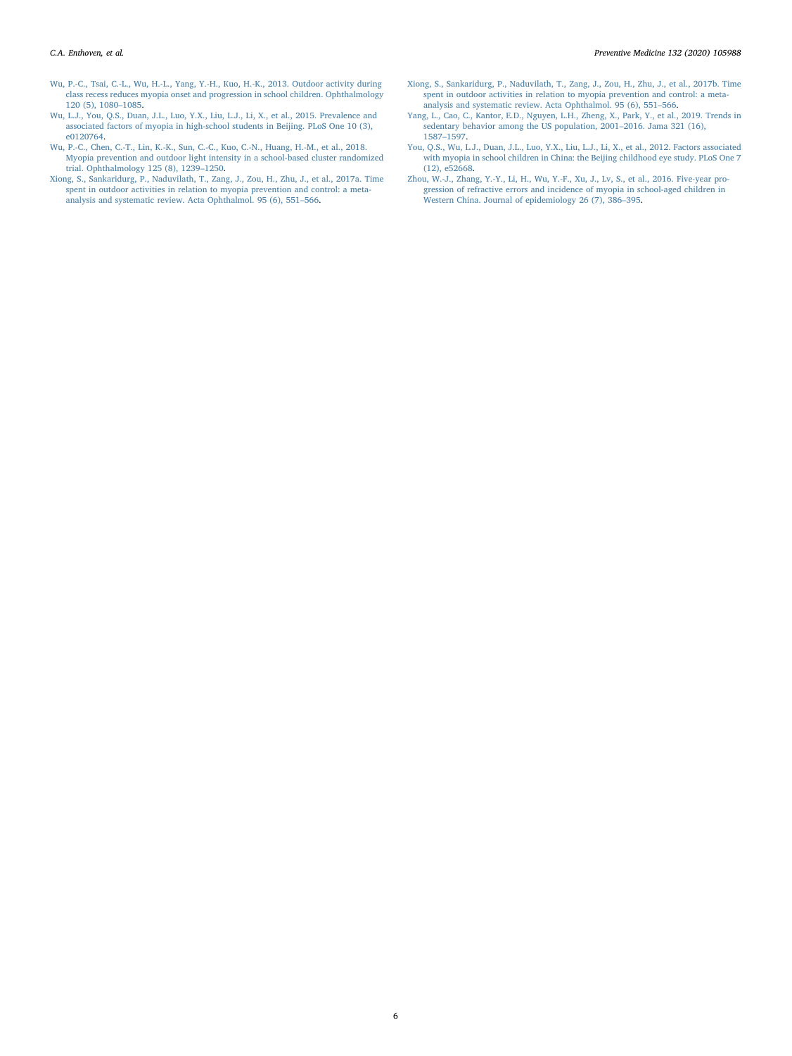Wu, P.-C., Tsai, C.-L., Wu, H.-L., Yang, Y.-H., Kuo, H.-K., 2013. Outdoor activity during class recess reduces myopia onset and progression in school children. Ophthalmology 120 (5), 1080–1085.

Wu, L.J., You, Q.S., Duan, J.L., Luo, Y.X., Liu, L.J., Li, X., et al., 2015. Prevalence and associated factors of myopia in high-school students in Beijing. PLoS One 10 (3), e0120764.

Wu, P.-C., Chen, C.-T., Lin, K.-K., Sun, C.-C., Kuo, C.-N., Huang, H.-M., et al., 2018. Myopia prevention and outdoor light intensity in a school-based cluster randomized trial. Ophthalmology 125 (8), 1239–1250.

Xiong, S., Sankaridurg, P., Naduvilath, T., Zang, J., Zou, H., Zhu, J., et al., 2017a. Time spent in outdoor activities in relation to myopia prevention and control: a meta-analysis and systematic review. Acta Ophthalmol. 95 (6), 551–566.

Xiong, S., Sankaridurg, P., Naduvilath, T., Zang, J., Zou, H., Zhu, J., et al., 2017b. Time spent in outdoor activities in relation to myopia prevention and control: a meta-analysis and systematic review. Acta Ophthalmol. 95 (6), 551–566.

Yang, L., Cao, C., Kantor, E.D., Nguyen, L.H., Zheng, X., Park, Y., et al., 2019. Trends in sedentary behavior among the US population, 2001–2016. Jama 321 (16), 1587–1597.

You, Q.S., Wu, L.J., Duan, J.L., Luo, Y.X., Liu, L.J., Li, X., et al., 2012. Factors associated with myopia in school children in China: the Beijing childhood eye study. PLoS One 7 (12), e52668.

Zhou, W.-J., Zhang, Y.-Y., Li, H., Wu, Y.-F., Xu, J., Lv, S., et al., 2016. Five-year progression of refractive errors and incidence of myopia in school-aged children in Western China. Journal of epidemiology 26 (7), 386–395.